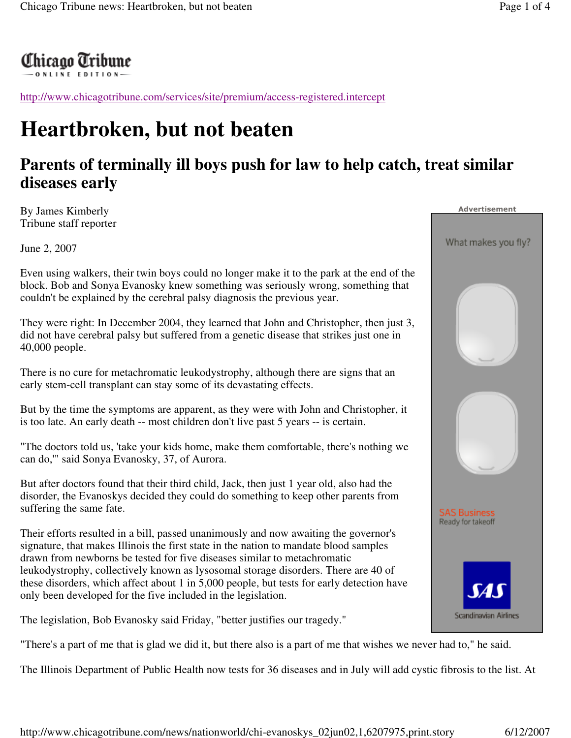Chicago Tribune

ONLINE EDITION

http://www.chicagotribune.com/services/site/premium/access-registered.intercept

# Heartbroken, but not beaten

## Parents of terminally ill boys push for law to help catch, treat similar diseases early

By James Kimberly
Tribune staff reporter

June 2, 2007

Even using walkers, their twin boys could no longer make it to the park at the end of the block. Bob and Sonya Evanosky knew something was seriously wrong, something that couldn't be explained by the cerebral palsy diagnosis the previous year.

They were right: In December 2004, they learned that John and Christopher, then just 3, did not have cerebral palsy but suffered from a genetic disease that strikes just one in 40,000 people.

There is no cure for metachromatic leukodystrophy, although there are signs that an early stem-cell transplant can stay some of its devastating effects.

But by the time the symptoms are apparent, as they were with John and Christopher, it is too late. An early death -- most children don't live past 5 years -- is certain.

"The doctors told us, 'take your kids home, make them comfortable, there's nothing we can do,'" said Sonya Evanosky, 37, of Aurora.

But after doctors found that their third child, Jack, then just 1 year old, also had the disorder, the Evanoskys decided they could do something to keep other parents from suffering the same fate.

Their efforts resulted in a bill, passed unanimously and now awaiting the governor's signature, that makes Illinois the first state in the nation to mandate blood samples drawn from newborns be tested for five diseases similar to metachromatic leukodystrophy, collectively known as lysosomal storage disorders. There are 40 of these disorders, which affect about 1 in 5,000 people, but tests for early detection have only been developed for the five included in the legislation.

The legislation, Bob Evanosky said Friday, "better justifies our tragedy."

"There's a part of me that is glad we did it, but there also is a part of me that wishes we never had to," he said.

The Illinois Department of Public Health now tests for 36 diseases and in July will add cystic fibrosis to the list. At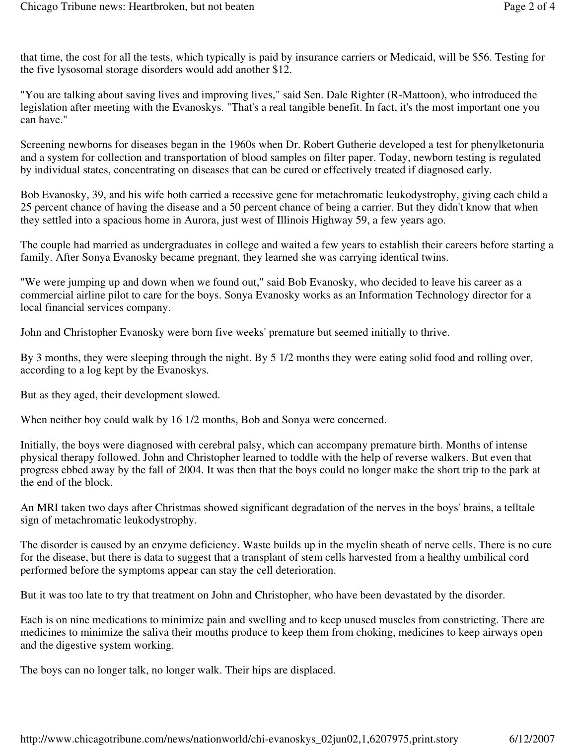that time, the cost for all the tests, which typically is paid by insurance carriers or Medicaid, will be $56. Testing for the five lysosomal storage disorders would add another $12.

"You are talking about saving lives and improving lives," said Sen. Dale Righter (R-Mattoon), who introduced the legislation after meeting with the Evanoskys. "That's a real tangible benefit. In fact, it's the most important one you can have."

Screening newborns for diseases began in the 1960s when Dr. Robert Gutherie developed a test for phenylketonuria and a system for collection and transportation of blood samples on filter paper. Today, newborn testing is regulated by individual states, concentrating on diseases that can be cured or effectively treated if diagnosed early.

Bob Evanosky, 39, and his wife both carried a recessive gene for metachromatic leukodystrophy, giving each child a 25 percent chance of having the disease and a 50 percent chance of being a carrier. But they didn't know that when they settled into a spacious home in Aurora, just west of Illinois Highway 59, a few years ago.

The couple had married as undergraduates in college and waited a few years to establish their careers before starting a family. After Sonya Evanosky became pregnant, they learned she was carrying identical twins.

"We were jumping up and down when we found out," said Bob Evanosky, who decided to leave his career as a commercial airline pilot to care for the boys. Sonya Evanosky works as an Information Technology director for a local financial services company.

John and Christopher Evanosky were born five weeks' premature but seemed initially to thrive.

By 3 months, they were sleeping through the night. By 5 1/2 months they were eating solid food and rolling over, according to a log kept by the Evanoskys.

But as they aged, their development slowed.

When neither boy could walk by 16 1/2 months, Bob and Sonya were concerned.

Initially, the boys were diagnosed with cerebral palsy, which can accompany premature birth. Months of intense physical therapy followed. John and Christopher learned to toddle with the help of reverse walkers. But even that progress ebbed away by the fall of 2004. It was then that the boys could no longer make the short trip to the park at the end of the block.

An MRI taken two days after Christmas showed significant degradation of the nerves in the boys' brains, a telltale sign of metachromatic leukodystrophy.

The disorder is caused by an enzyme deficiency. Waste builds up in the myelin sheath of nerve cells. There is no cure for the disease, but there is data to suggest that a transplant of stem cells harvested from a healthy umbilical cord performed before the symptoms appear can stay the cell deterioration.

But it was too late to try that treatment on John and Christopher, who have been devastated by the disorder.

Each is on nine medications to minimize pain and swelling and to keep unused muscles from constricting. There are medicines to minimize the saliva their mouths produce to keep them from choking, medicines to keep airways open and the digestive system working.

The boys can no longer talk, no longer walk. Their hips are displaced.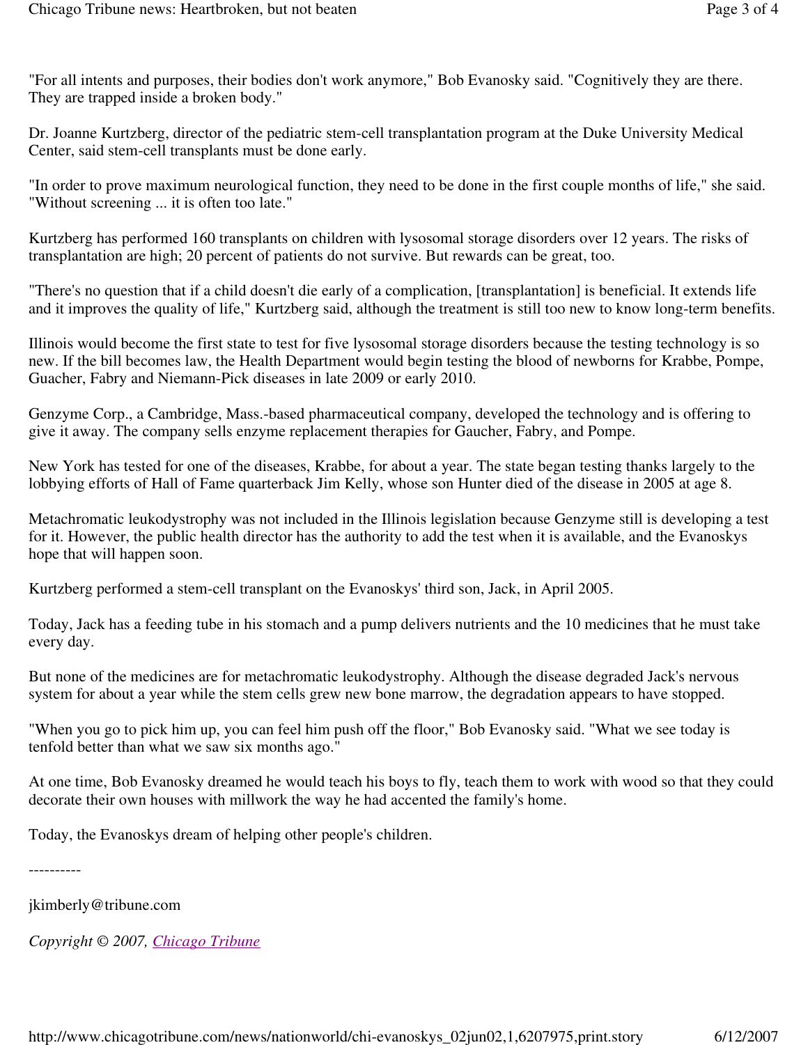"For all intents and purposes, their bodies don't work anymore," Bob Evanosky said. "Cognitively they are there. They are trapped inside a broken body."

Dr. Joanne Kurtzberg, director of the pediatric stem-cell transplantation program at the Duke University Medical Center, said stem-cell transplants must be done early.

"In order to prove maximum neurological function, they need to be done in the first couple months of life," she said. "Without screening ... it is often too late."

Kurtzberg has performed 160 transplants on children with lysosomal storage disorders over 12 years. The risks of transplantation are high; 20 percent of patients do not survive. But rewards can be great, too.

"There's no question that if a child doesn't die early of a complication, [transplantation] is beneficial. It extends life and it improves the quality of life," Kurtzberg said, although the treatment is still too new to know long-term benefits.

Illinois would become the first state to test for five lysosomal storage disorders because the testing technology is so new. If the bill becomes law, the Health Department would begin testing the blood of newborns for Krabbe, Pompe, Guacher, Fabry and Niemann-Pick diseases in late 2009 or early 2010.

Genzyme Corp., a Cambridge, Mass.-based pharmaceutical company, developed the technology and is offering to give it away. The company sells enzyme replacement therapies for Gaucher, Fabry, and Pompe.

New York has tested for one of the diseases, Krabbe, for about a year. The state began testing thanks largely to the lobbying efforts of Hall of Fame quarterback Jim Kelly, whose son Hunter died of the disease in 2005 at age 8.

Metachromatic leukodystrophy was not included in the Illinois legislation because Genzyme still is developing a test for it. However, the public health director has the authority to add the test when it is available, and the Evanoskys hope that will happen soon.

Kurtzberg performed a stem-cell transplant on the Evanoskys' third son, Jack, in April 2005.

Today, Jack has a feeding tube in his stomach and a pump delivers nutrients and the 10 medicines that he must take every day.

But none of the medicines are for metachromatic leukodystrophy. Although the disease degraded Jack's nervous system for about a year while the stem cells grew new bone marrow, the degradation appears to have stopped.

"When you go to pick him up, you can feel him push off the floor," Bob Evanosky said. "What we see today is tenfold better than what we saw six months ago."

At one time, Bob Evanosky dreamed he would teach his boys to fly, teach them to work with wood so that they could decorate their own houses with millwork the way he had accented the family's home.

Today, the Evanoskys dream of helping other people's children.

----------

jkimberly@tribune.com

*Copyright © 2007, Chicago Tribune*